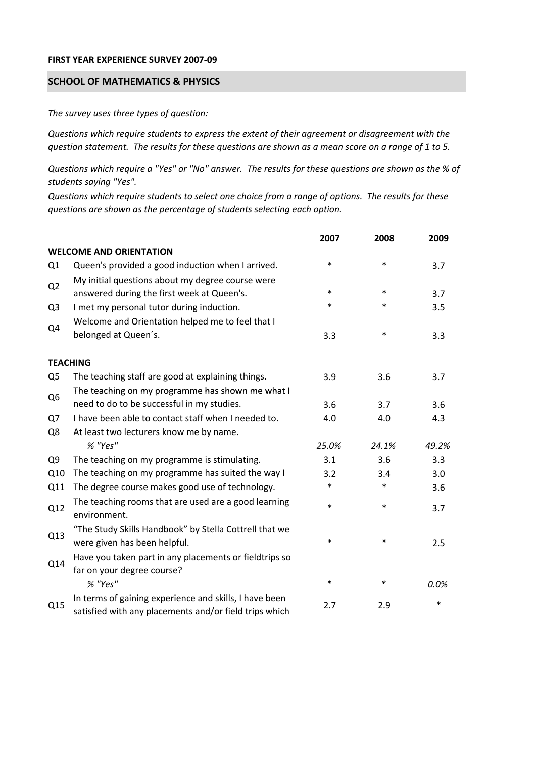**FIRST YEAR EXPERIENCE SURVEY 2007-09**

## SCHOOL OF MATHEMATICS & PHYSICS

*The survey uses three types of question:*

*Questions which require students to express the extent of their agreement or disagreement with the question statement. The results for these questions are shown as a mean score on a range of 1 to 5.*

*Questions which require a "Yes" or "No" answer. The results for these questions are shown as the % of students saying "Yes".*

*Questions which require students to select one choice from a range of options. The results for these questions are shown as the percentage of students selecting each option.*

| | | 2007 | 2008 | 2009 |
|---|---|---|---|---|
| **WELCOME AND ORIENTATION** | | | | |
| Q1 | Queen's provided a good induction when I arrived. | * | * | 3.7 |
| Q2 | My initial questions about my degree course were answered during the first week at Queen's. | * | * | 3.7 |
| Q3 | I met my personal tutor during induction. | * | * | 3.5 |
| Q4 | Welcome and Orientation helped me to feel that I belonged at Queen´s. | 3.3 | * | 3.3 |
| **TEACHING** | | | | |
| Q5 | The teaching staff are good at explaining things. | 3.9 | 3.6 | 3.7 |
| Q6 | The teaching on my programme has shown me what I need to do to be successful in my studies. | 3.6 | 3.7 | 3.6 |
| Q7 | I have been able to contact staff when I needed to. | 4.0 | 4.0 | 4.3 |
| Q8 | At least two lecturers know me by name. | | | |
| | *% "Yes"* | *25.0%* | *24.1%* | *49.2%* |
| Q9 | The teaching on my programme is stimulating. | 3.1 | 3.6 | 3.3 |
| Q10 | The teaching on my programme has suited the way I | 3.2 | 3.4 | 3.0 |
| Q11 | The degree course makes good use of technology. | * | * | 3.6 |
| Q12 | The teaching rooms that are used are a good learning environment. | * | * | 3.7 |
| Q13 | "The Study Skills Handbook" by Stella Cottrell that we were given has been helpful. | * | * | 2.5 |
| Q14 | Have you taken part in any placements or fieldtrips so far on your degree course? | | | |
| | *% "Yes"* | * | * | *0.0%* |
| Q15 | In terms of gaining experience and skills, I have been satisfied with any placements and/or field trips which | 2.7 | 2.9 | * |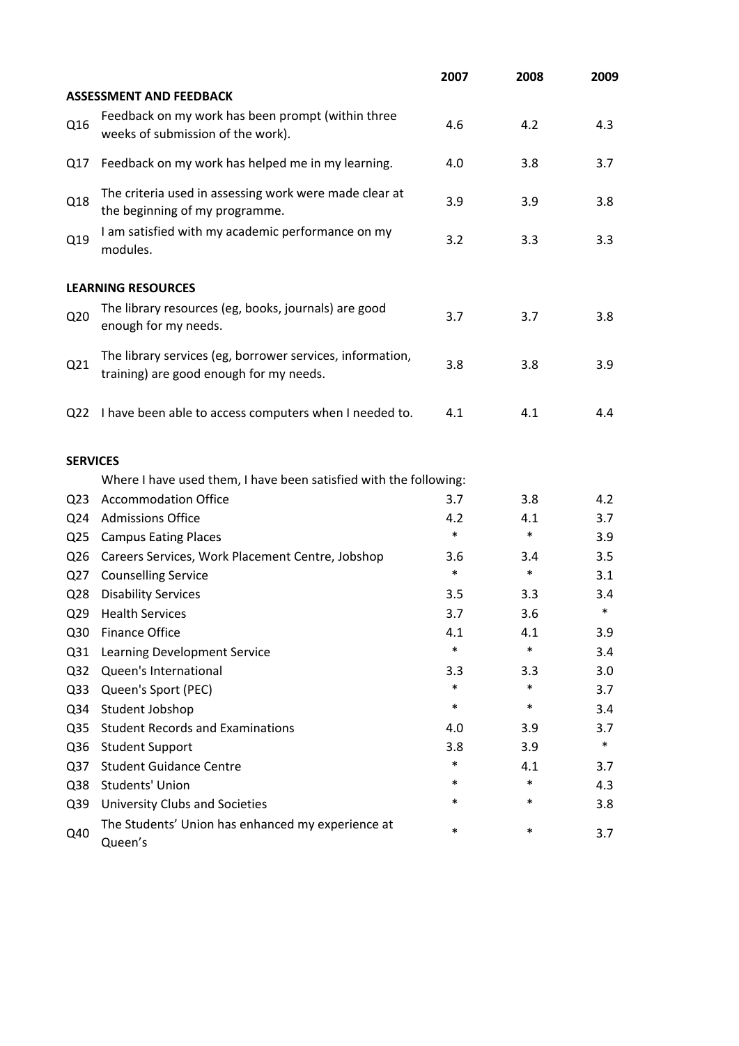| | | 2007 | 2008 | 2009 |
|---|---|---|---|---|
| **ASSESSMENT AND FEEDBACK** | | | | |
| Q16 | Feedback on my work has been prompt (within three weeks of submission of the work). | 4.6 | 4.2 | 4.3 |
| Q17 | Feedback on my work has helped me in my learning. | 4.0 | 3.8 | 3.7 |
| Q18 | The criteria used in assessing work were made clear at the beginning of my programme. | 3.9 | 3.9 | 3.8 |
| Q19 | I am satisfied with my academic performance on my modules. | 3.2 | 3.3 | 3.3 |
| **LEARNING RESOURCES** | | | | |
| Q20 | The library resources (eg, books, journals) are good enough for my needs. | 3.7 | 3.7 | 3.8 |
| Q21 | The library services (eg, borrower services, information, training) are good enough for my needs. | 3.8 | 3.8 | 3.9 |
| Q22 | I have been able to access computers when I needed to. | 4.1 | 4.1 | 4.4 |
| **SERVICES** | | | | |
| | Where I have used them, I have been satisfied with the following: | | | |
| Q23 | Accommodation Office | 3.7 | 3.8 | 4.2 |
| Q24 | Admissions Office | 4.2 | 4.1 | 3.7 |
| Q25 | Campus Eating Places | * | * | 3.9 |
| Q26 | Careers Services, Work Placement Centre, Jobshop | 3.6 | 3.4 | 3.5 |
| Q27 | Counselling Service | * | * | 3.1 |
| Q28 | Disability Services | 3.5 | 3.3 | 3.4 |
| Q29 | Health Services | 3.7 | 3.6 | * |
| Q30 | Finance Office | 4.1 | 4.1 | 3.9 |
| Q31 | Learning Development Service | * | * | 3.4 |
| Q32 | Queen's International | 3.3 | 3.3 | 3.0 |
| Q33 | Queen's Sport (PEC) | * | * | 3.7 |
| Q34 | Student Jobshop | * | * | 3.4 |
| Q35 | Student Records and Examinations | 4.0 | 3.9 | 3.7 |
| Q36 | Student Support | 3.8 | 3.9 | * |
| Q37 | Student Guidance Centre | * | 4.1 | 3.7 |
| Q38 | Students' Union | * | * | 4.3 |
| Q39 | University Clubs and Societies | * | * | 3.8 |
| Q40 | The Students' Union has enhanced my experience at Queen's | * | * | 3.7 |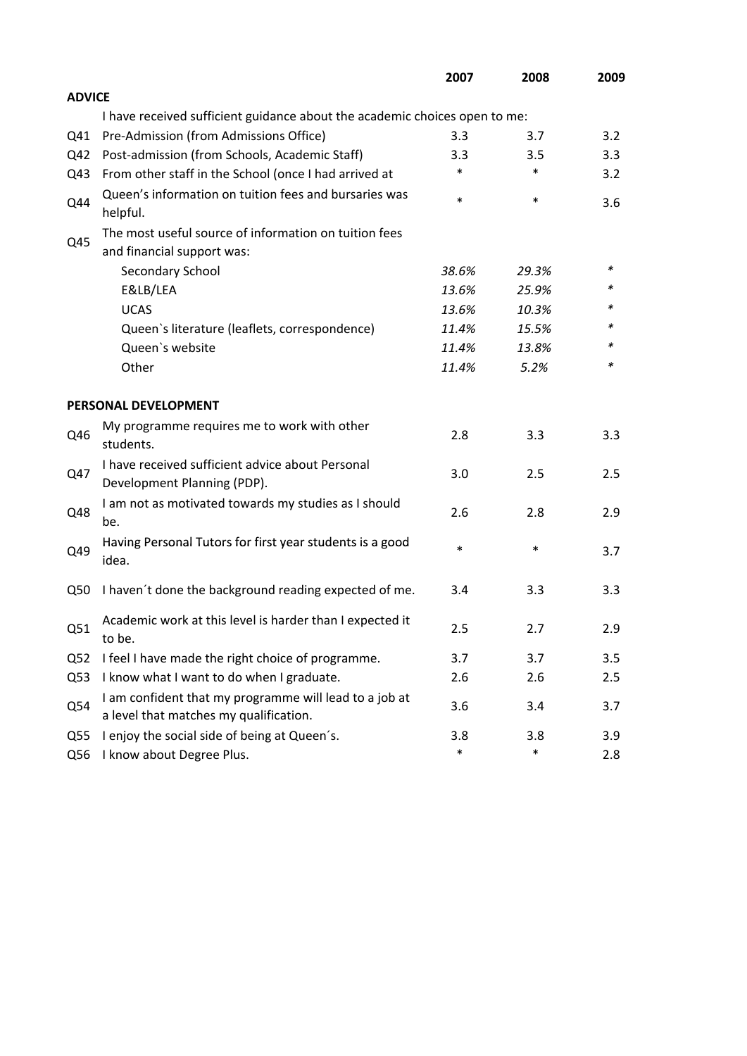| | | 2007 | 2008 | 2009 |
|---|---|---|---|---|
| **ADVICE** | | | | |
| | I have received sufficient guidance about the academic choices open to me: | | | |
| Q41 | Pre-Admission (from Admissions Office) | 3.3 | 3.7 | 3.2 |
| Q42 | Post-admission (from Schools, Academic Staff) | 3.3 | 3.5 | 3.3 |
| Q43 | From other staff in the School (once I had arrived at | * | * | 3.2 |
| Q44 | Queen's information on tuition fees and bursaries was helpful. | * | * | 3.6 |
| Q45 | The most useful source of information on tuition fees and financial support was: | | | |
| | Secondary School | *38.6%* | *29.3%* | * |
| | E&LB/LEA | *13.6%* | *25.9%* | * |
| | UCAS | *13.6%* | *10.3%* | * |
| | Queen`s literature (leaflets, correspondence) | *11.4%* | *15.5%* | * |
| | Queen`s website | *11.4%* | *13.8%* | * |
| | Other | *11.4%* | *5.2%* | * |
| **PERSONAL DEVELOPMENT** | | | | |
| Q46 | My programme requires me to work with other students. | 2.8 | 3.3 | 3.3 |
| Q47 | I have received sufficient advice about Personal Development Planning (PDP). | 3.0 | 2.5 | 2.5 |
| Q48 | I am not as motivated towards my studies as I should be. | 2.6 | 2.8 | 2.9 |
| Q49 | Having Personal Tutors for first year students is a good idea. | * | * | 3.7 |
| Q50 | I haven´t done the background reading expected of me. | 3.4 | 3.3 | 3.3 |
| Q51 | Academic work at this level is harder than I expected it to be. | 2.5 | 2.7 | 2.9 |
| Q52 | I feel I have made the right choice of programme. | 3.7 | 3.7 | 3.5 |
| Q53 | I know what I want to do when I graduate. | 2.6 | 2.6 | 2.5 |
| Q54 | I am confident that my programme will lead to a job at a level that matches my qualification. | 3.6 | 3.4 | 3.7 |
| Q55 | I enjoy the social side of being at Queen´s. | 3.8 | 3.8 | 3.9 |
| Q56 | I know about Degree Plus. | * | * | 2.8 |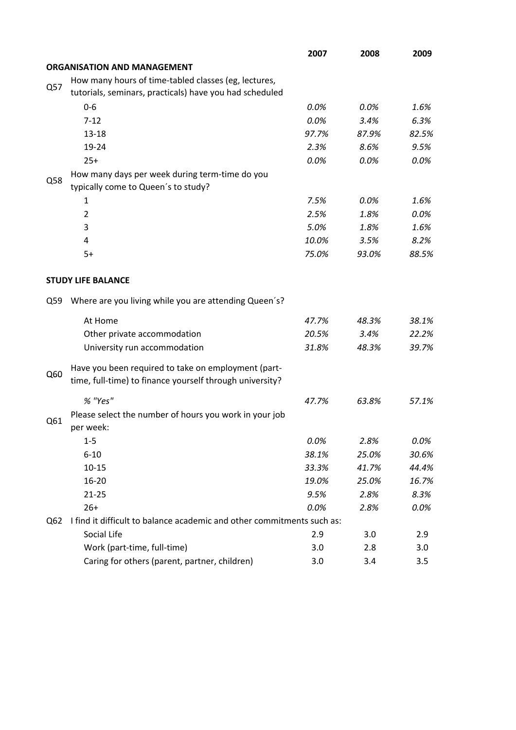| | | 2007 | 2008 | 2009 |
|---|---|---|---|---|
| | **ORGANISATION AND MANAGEMENT** | | | |
| Q57 | How many hours of time-tabled classes (eg, lectures, tutorials, seminars, practicals) have you had scheduled | | | |
| | 0-6 | *0.0%* | *0.0%* | *1.6%* |
| | 7-12 | *0.0%* | *3.4%* | *6.3%* |
| | 13-18 | *97.7%* | *87.9%* | *82.5%* |
| | 19-24 | *2.3%* | *8.6%* | *9.5%* |
| | 25+ | *0.0%* | *0.0%* | *0.0%* |
| Q58 | How many days per week during term-time do you typically come to Queen´s to study? | | | |
| | 1 | *7.5%* | *0.0%* | *1.6%* |
| | 2 | *2.5%* | *1.8%* | *0.0%* |
| | 3 | *5.0%* | *1.8%* | *1.6%* |
| | 4 | *10.0%* | *3.5%* | *8.2%* |
| | 5+ | *75.0%* | *93.0%* | *88.5%* |
| | **STUDY LIFE BALANCE** | | | |
| Q59 | Where are you living while you are attending Queen´s? | | | |
| | At Home | *47.7%* | *48.3%* | *38.1%* |
| | Other private accommodation | *20.5%* | *3.4%* | *22.2%* |
| | University run accommodation | *31.8%* | *48.3%* | *39.7%* |
| Q60 | Have you been required to take on employment (part-time, full-time) to finance yourself through university? | | | |
| | *% "Yes"* | *47.7%* | *63.8%* | *57.1%* |
| Q61 | Please select the number of hours you work in your job per week: | | | |
| | 1-5 | *0.0%* | *2.8%* | *0.0%* |
| | 6-10 | *38.1%* | *25.0%* | *30.6%* |
| | 10-15 | *33.3%* | *41.7%* | *44.4%* |
| | 16-20 | *19.0%* | *25.0%* | *16.7%* |
| | 21-25 | *9.5%* | *2.8%* | *8.3%* |
| | 26+ | *0.0%* | *2.8%* | *0.0%* |
| Q62 | I find it difficult to balance academic and other commitments such as: | | | |
| | Social Life | 2.9 | 3.0 | 2.9 |
| | Work (part-time, full-time) | 3.0 | 2.8 | 3.0 |
| | Caring for others (parent, partner, children) | 3.0 | 3.4 | 3.5 |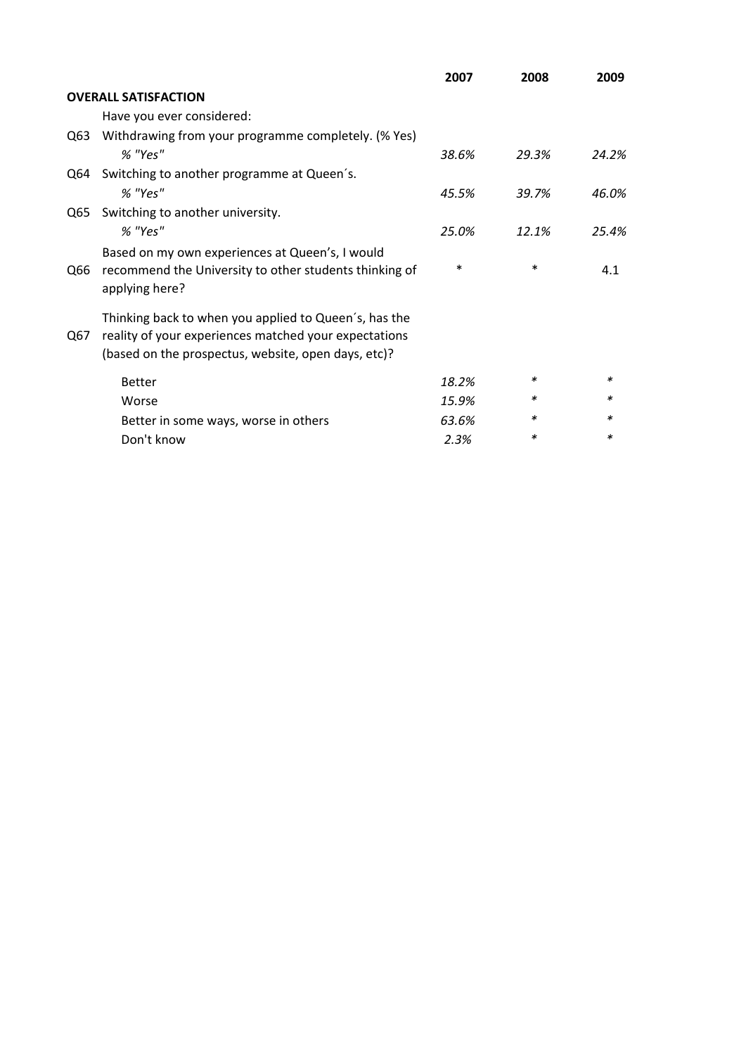| | | 2007 | 2008 | 2009 |
|---|---|---|---|---|
| | **OVERALL SATISFACTION** | | | |
| | Have you ever considered: | | | |
| Q63 | Withdrawing from your programme completely. (% Yes) | | | |
| | *% "Yes"* | *38.6%* | *29.3%* | *24.2%* |
| Q64 | Switching to another programme at Queen´s. | | | |
| | *% "Yes"* | *45.5%* | *39.7%* | *46.0%* |
| Q65 | Switching to another university. | | | |
| | *% "Yes"* | *25.0%* | *12.1%* | *25.4%* |
| Q66 | Based on my own experiences at Queen's, I would recommend the University to other students thinking of applying here? | * | * | 4.1 |
| Q67 | Thinking back to when you applied to Queen´s, has the reality of your experiences matched your expectations (based on the prospectus, website, open days, etc)? | | | |
| | Better | *18.2%* | * | * |
| | Worse | *15.9%* | * | * |
| | Better in some ways, worse in others | *63.6%* | * | * |
| | Don't know | *2.3%* | * | * |